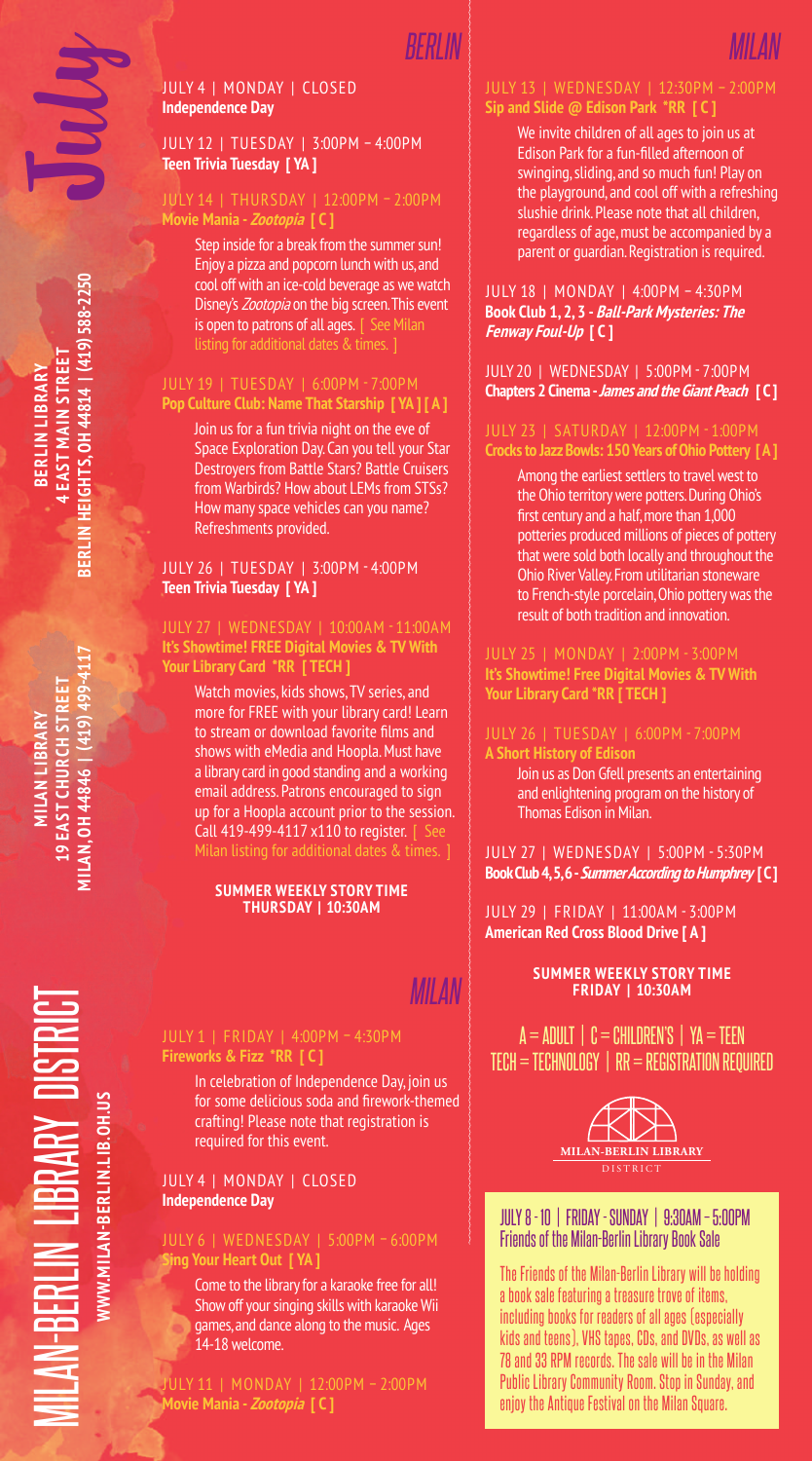# July

**MILAN-BERLIN LIBRARY DISTRICT**

**WWW.MILAN-BERLIN.LIB.OH.US**

**BERLIN LIBRARY**
**4 EAST MAIN STREET**
**BERLIN HEIGHTS, OH 44814 | (419) 588-2250**

**MILAN LIBRARY**
**19 EAST CHURCH STREET**
**MILAN, OH 44846 | (419) 499-4117**

## BERLIN

JULY 4 | MONDAY | CLOSED
**Independence Day**

JULY 12 | TUESDAY | 3:00PM – 4:00PM
**Teen Trivia Tuesday [ YA ]**

JULY 14 | THURSDAY | 12:00PM – 2:00PM
**Movie Mania - *Zootopia* [ C ]**

Step inside for a break from the summer sun! Enjoy a pizza and popcorn lunch with us, and cool off with an ice-cold beverage as we watch Disney's *Zootopia* on the big screen. This event is open to patrons of all ages. [ See Milan listing for additional dates & times. ]

JULY 19 | TUESDAY | 6:00PM - 7:00PM
**Pop Culture Club: Name That Starship [ YA ] [ A ]**

Join us for a fun trivia night on the eve of Space Exploration Day. Can you tell your Star Destroyers from Battle Stars? Battle Cruisers from Warbirds? How about LEMs from STSs? How many space vehicles can you name? Refreshments provided.

JULY 26 | TUESDAY | 3:00PM - 4:00PM
**Teen Trivia Tuesday [ YA ]**

JULY 27 | WEDNESDAY | 10:00AM - 11:00AM
**It's Showtime! FREE Digital Movies & TV With Your Library Card \*RR [ TECH ]**

Watch movies, kids shows, TV series, and more for FREE with your library card! Learn to stream or download favorite films and shows with eMedia and Hoopla. Must have a library card in good standing and a working email address. Patrons encouraged to sign up for a Hoopla account prior to the session. Call 419-499-4117 x110 to register. [ See Milan listing for additional dates & times. ]

**SUMMER WEEKLY STORY TIME**
**THURSDAY | 10:30AM**

## MILAN

JULY 1 | FRIDAY | 4:00PM – 4:30PM
**Fireworks & Fizz \*RR [ C ]**

In celebration of Independence Day, join us for some delicious soda and firework-themed crafting! Please note that registration is required for this event.

JULY 4 | MONDAY | CLOSED
**Independence Day**

JULY 6 | WEDNESDAY | 5:00PM – 6:00PM
**Sing Your Heart Out [ YA ]**

Come to the library for a karaoke free for all! Show off your singing skills with karaoke Wii games, and dance along to the music. Ages 14-18 welcome.

JULY 11 | MONDAY | 12:00PM – 2:00PM
**Movie Mania - *Zootopia* [ C ]**

JULY 13 | WEDNESDAY | 12:30PM – 2:00PM
**Sip and Slide @ Edison Park \*RR [ C ]**

We invite children of all ages to join us at Edison Park for a fun-filled afternoon of swinging, sliding, and so much fun! Play on the playground, and cool off with a refreshing slushie drink. Please note that all children, regardless of age, must be accompanied by a parent or guardian. Registration is required.

JULY 18 | MONDAY | 4:00PM – 4:30PM
**Book Club 1, 2, 3 - *Ball-Park Mysteries: The Fenway Foul-Up* [ C ]**

JULY 20 | WEDNESDAY | 5:00PM - 7:00PM
**Chapters 2 Cinema - *James and the Giant Peach* [ C ]**

JULY 23 | SATURDAY | 12:00PM - 1:00PM
**Crocks to Jazz Bowls: 150 Years of Ohio Pottery [ A ]**

Among the earliest settlers to travel west to the Ohio territory were potters. During Ohio's first century and a half, more than 1,000 potteries produced millions of pieces of pottery that were sold both locally and throughout the Ohio River Valley. From utilitarian stoneware to French-style porcelain, Ohio pottery was the result of both tradition and innovation.

JULY 25 | MONDAY | 2:00PM - 3:00PM
**It's Showtime! Free Digital Movies & TV With Your Library Card \*RR [ TECH ]**

JULY 26 | TUESDAY | 6:00PM - 7:00PM
**A Short History of Edison**

Join us as Don Gfell presents an entertaining and enlightening program on the history of Thomas Edison in Milan.

JULY 27 | WEDNESDAY | 5:00PM - 5:30PM
**Book Club 4, 5, 6 - *Summer According to Humphrey* [ C ]**

JULY 29 | FRIDAY | 11:00AM - 3:00PM
**American Red Cross Blood Drive [ A ]**

**SUMMER WEEKLY STORY TIME**
**FRIDAY | 10:30AM**

A = ADULT | C = CHILDREN'S | YA = TEEN
TECH = TECHNOLOGY | RR = REGISTRATION REQUIRED

MILAN-BERLIN LIBRARY DISTRICT

JULY 8 - 10 | FRIDAY - SUNDAY | 9:30AM – 5:00PM
Friends of the Milan-Berlin Library Book Sale

The Friends of the Milan-Berlin Library will be holding a book sale featuring a treasure trove of items, including books for readers of all ages (especially kids and teens), VHS tapes, CDs, and DVDs, as well as 78 and 33 RPM records. The sale will be in the Milan Public Library Community Room. Stop in Sunday, and enjoy the Antique Festival on the Milan Square.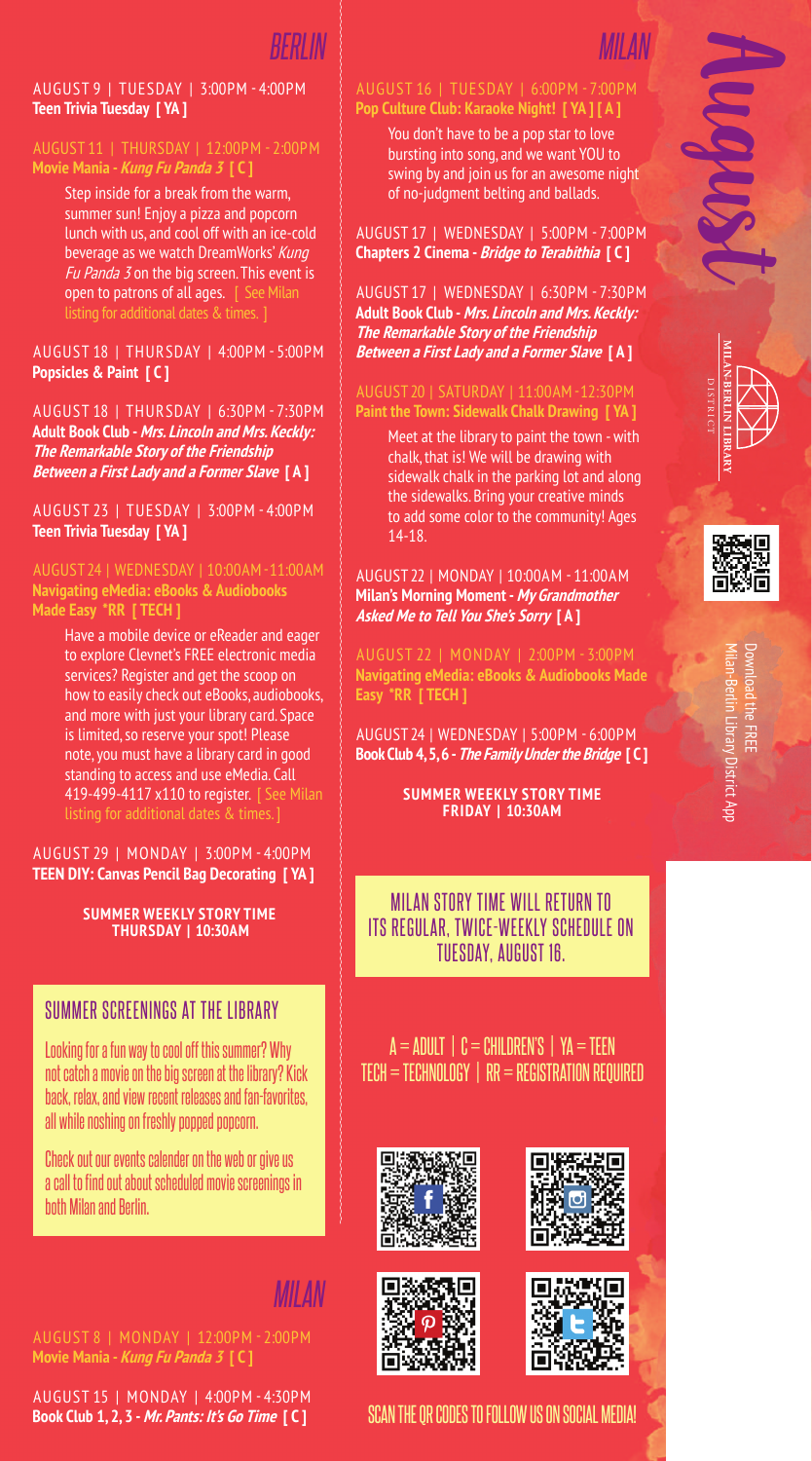# August

## BERLIN

AUGUST 9 | TUESDAY | 3:00PM - 4:00PM
**Teen Trivia Tuesday [ YA ]**

AUGUST 11 | THURSDAY | 12:00PM - 2:00PM
**Movie Mania - *Kung Fu Panda 3* [ C ]**

Step inside for a break from the warm, summer sun! Enjoy a pizza and popcorn lunch with us, and cool off with an ice-cold beverage as we watch DreamWorks' *Kung Fu Panda 3* on the big screen. This event is open to patrons of all ages. [ See Milan listing for additional dates & times. ]

AUGUST 18 | THURSDAY | 4:00PM - 5:00PM
**Popsicles & Paint [ C ]**

AUGUST 18 | THURSDAY | 6:30PM - 7:30PM
**Adult Book Club - *Mrs. Lincoln and Mrs. Keckly: The Remarkable Story of the Friendship Between a First Lady and a Former Slave* [ A ]**

AUGUST 23 | TUESDAY | 3:00PM - 4:00PM
**Teen Trivia Tuesday [ YA ]**

AUGUST 24 | WEDNESDAY | 10:00AM - 11:00AM
**Navigating eMedia: eBooks & Audiobooks Made Easy *RR [ TECH ]**

Have a mobile device or eReader and eager to explore Clevnet's FREE electronic media services? Register and get the scoop on how to easily check out eBooks, audiobooks, and more with just your library card. Space is limited, so reserve your spot! Please note, you must have a library card in good standing to access and use eMedia. Call 419-499-4117 x110 to register. [ See Milan listing for additional dates & times. ]

AUGUST 29 | MONDAY | 3:00PM - 4:00PM
**TEEN DIY: Canvas Pencil Bag Decorating [ YA ]**

**SUMMER WEEKLY STORY TIME**
**THURSDAY | 10:30AM**

### SUMMER SCREENINGS AT THE LIBRARY

Looking for a fun way to cool off this summer? Why not catch a movie on the big screen at the library? Kick back, relax, and view recent releases and fan-favorites, all while noshing on freshly popped popcorn.

Check out our events calender on the web or give us a call to find out about scheduled movie screenings in both Milan and Berlin.

## MILAN

AUGUST 8 | MONDAY | 12:00PM - 2:00PM
**Movie Mania - *Kung Fu Panda 3* [ C ]**

AUGUST 15 | MONDAY | 4:00PM - 4:30PM
**Book Club 1, 2, 3 - *Mr. Pants: It's Go Time* [ C ]**

AUGUST 16 | TUESDAY | 6:00PM - 7:00PM
**Pop Culture Club: Karaoke Night! [ YA ] [ A ]**

You don't have to be a pop star to love bursting into song, and we want YOU to swing by and join us for an awesome night of no-judgment belting and ballads.

AUGUST 17 | WEDNESDAY | 5:00PM - 7:00PM
**Chapters 2 Cinema - *Bridge to Terabithia* [ C ]**

AUGUST 17 | WEDNESDAY | 6:30PM - 7:30PM
**Adult Book Club - *Mrs. Lincoln and Mrs. Keckly: The Remarkable Story of the Friendship Between a First Lady and a Former Slave* [ A ]**

AUGUST 20 | SATURDAY | 11:00AM - 12:30PM
**Paint the Town: Sidewalk Chalk Drawing [ YA ]**

Meet at the library to paint the town - with chalk, that is! We will be drawing with sidewalk chalk in the parking lot and along the sidewalks. Bring your creative minds to add some color to the community! Ages 14-18.

AUGUST 22 | MONDAY | 10:00AM - 11:00AM
**Milan's Morning Moment - *My Grandmother Asked Me to Tell You She's Sorry* [ A ]**

AUGUST 22 | MONDAY | 2:00PM - 3:00PM
**Navigating eMedia: eBooks & Audiobooks Made Easy *RR [ TECH ]**

AUGUST 24 | WEDNESDAY | 5:00PM - 6:00PM
**Book Club 4, 5, 6 - *The Family Under the Bridge* [ C ]**

**SUMMER WEEKLY STORY TIME**
**FRIDAY | 10:30AM**

MILAN STORY TIME WILL RETURN TO ITS REGULAR, TWICE-WEEKLY SCHEDULE ON TUESDAY, AUGUST 16.

A = ADULT | C = CHILDREN'S | YA = TEEN
TECH = TECHNOLOGY | RR = REGISTRATION REQUIRED

SCAN THE QR CODES TO FOLLOW US ON SOCIAL MEDIA!

MILAN-BERLIN LIBRARY DISTRICT

Download the FREE Milan-Berlin Library District App